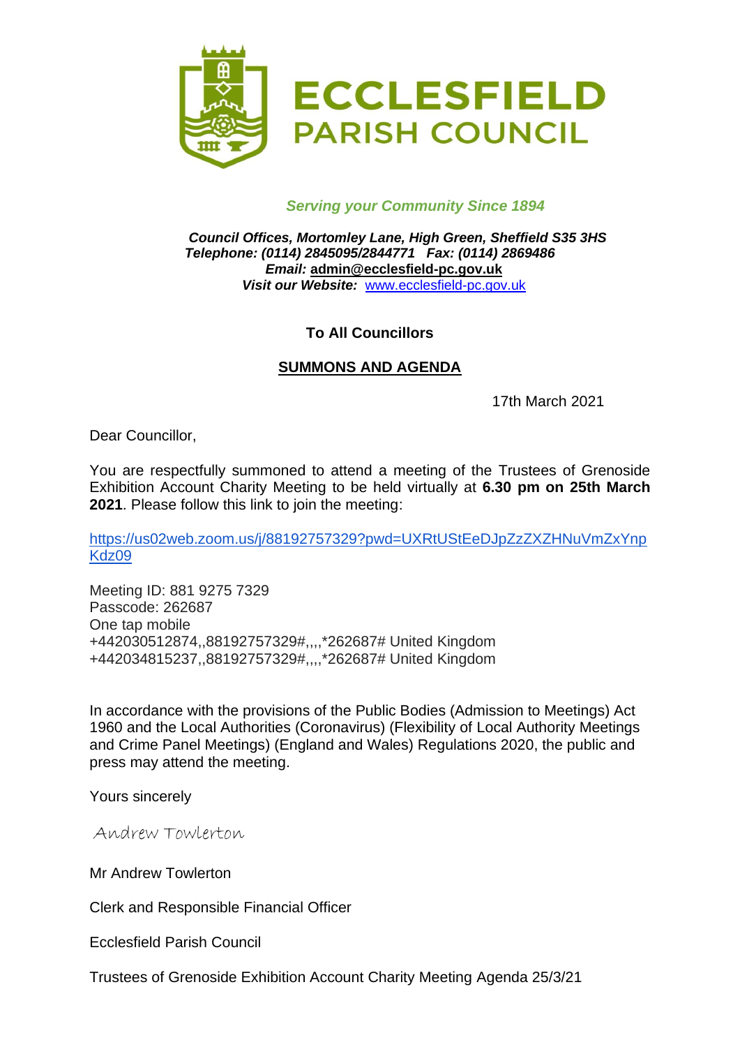# ECCLESFIELD PARISH COUNCIL

*Serving your Community Since 1894*

***Council Offices, Mortomley Lane, High Green, Sheffield S35 3HS***
***Telephone: (0114) 2845095/2844771 Fax: (0114) 2869486***
***Email:* admin@ecclesfield-pc.gov.uk**
***Visit our Website:*** www.ecclesfield-pc.gov.uk

**To All Councillors**

**SUMMONS AND AGENDA**

17th March 2021

Dear Councillor,

You are respectfully summoned to attend a meeting of the Trustees of Grenoside Exhibition Account Charity Meeting to be held virtually at **6.30 pm on 25th March 2021**. Please follow this link to join the meeting:

https://us02web.zoom.us/j/88192757329?pwd=UXRtUStEeDJpZzZXZHNuVmZxYnpKdz09

Meeting ID: 881 9275 7329
Passcode: 262687
One tap mobile
+442030512874,,88192757329#,,,,*262687# United Kingdom
+442034815237,,88192757329#,,,,*262687# United Kingdom

In accordance with the provisions of the Public Bodies (Admission to Meetings) Act 1960 and the Local Authorities (Coronavirus) (Flexibility of Local Authority Meetings and Crime Panel Meetings) (England and Wales) Regulations 2020, the public and press may attend the meeting.

Yours sincerely

Andrew Towlerton

Mr Andrew Towlerton

Clerk and Responsible Financial Officer

Ecclesfield Parish Council

Trustees of Grenoside Exhibition Account Charity Meeting Agenda 25/3/21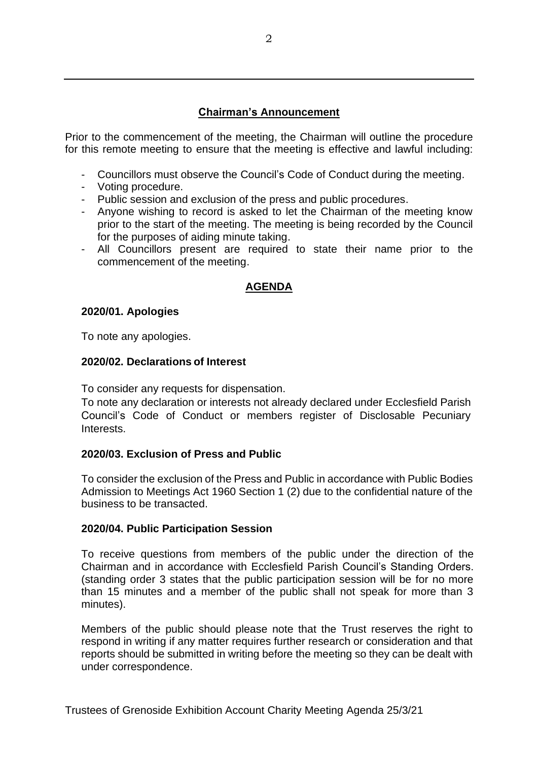## Chairman's Announcement

Prior to the commencement of the meeting, the Chairman will outline the procedure for this remote meeting to ensure that the meeting is effective and lawful including:

- Councillors must observe the Council's Code of Conduct during the meeting.
- Voting procedure.
- Public session and exclusion of the press and public procedures.
- Anyone wishing to record is asked to let the Chairman of the meeting know prior to the start of the meeting. The meeting is being recorded by the Council for the purposes of aiding minute taking.
- All Councillors present are required to state their name prior to the commencement of the meeting.

## AGENDA

### 2020/01. Apologies

To note any apologies.

### 2020/02. Declarations of Interest

To consider any requests for dispensation.
To note any declaration or interests not already declared under Ecclesfield Parish Council's Code of Conduct or members register of Disclosable Pecuniary Interests.

### 2020/03. Exclusion of Press and Public

To consider the exclusion of the Press and Public in accordance with Public Bodies Admission to Meetings Act 1960 Section 1 (2) due to the confidential nature of the business to be transacted.

### 2020/04. Public Participation Session

To receive questions from members of the public under the direction of the Chairman and in accordance with Ecclesfield Parish Council's Standing Orders. (standing order 3 states that the public participation session will be for no more than 15 minutes and a member of the public shall not speak for more than 3 minutes).

Members of the public should please note that the Trust reserves the right to respond in writing if any matter requires further research or consideration and that reports should be submitted in writing before the meeting so they can be dealt with under correspondence.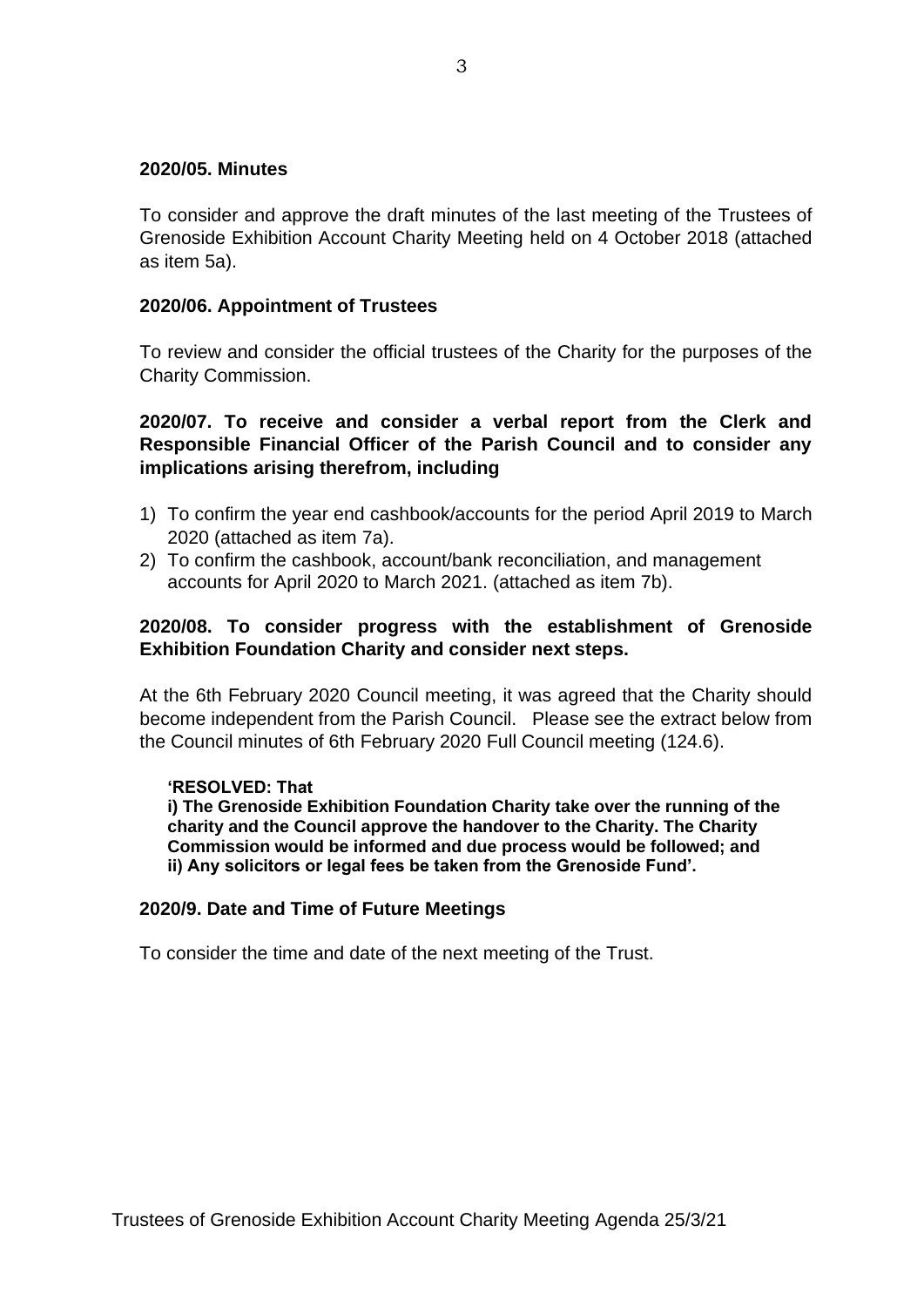**2020/05. Minutes**

To consider and approve the draft minutes of the last meeting of the Trustees of Grenoside Exhibition Account Charity Meeting held on 4 October 2018 (attached as item 5a).

**2020/06. Appointment of Trustees**

To review and consider the official trustees of the Charity for the purposes of the Charity Commission.

**2020/07. To receive and consider a verbal report from the Clerk and Responsible Financial Officer of the Parish Council and to consider any implications arising therefrom, including**

1) To confirm the year end cashbook/accounts for the period April 2019 to March 2020 (attached as item 7a).
2) To confirm the cashbook, account/bank reconciliation, and management accounts for April 2020 to March 2021. (attached as item 7b).

**2020/08. To consider progress with the establishment of Grenoside Exhibition Foundation Charity and consider next steps.**

At the 6th February 2020 Council meeting, it was agreed that the Charity should become independent from the Parish Council. Please see the extract below from the Council minutes of 6th February 2020 Full Council meeting (124.6).

> **'RESOLVED: That**
> **i) The Grenoside Exhibition Foundation Charity take over the running of the charity and the Council approve the handover to the Charity. The Charity Commission would be informed and due process would be followed; and**
> **ii) Any solicitors or legal fees be taken from the Grenoside Fund'.**

**2020/9. Date and Time of Future Meetings**

To consider the time and date of the next meeting of the Trust.